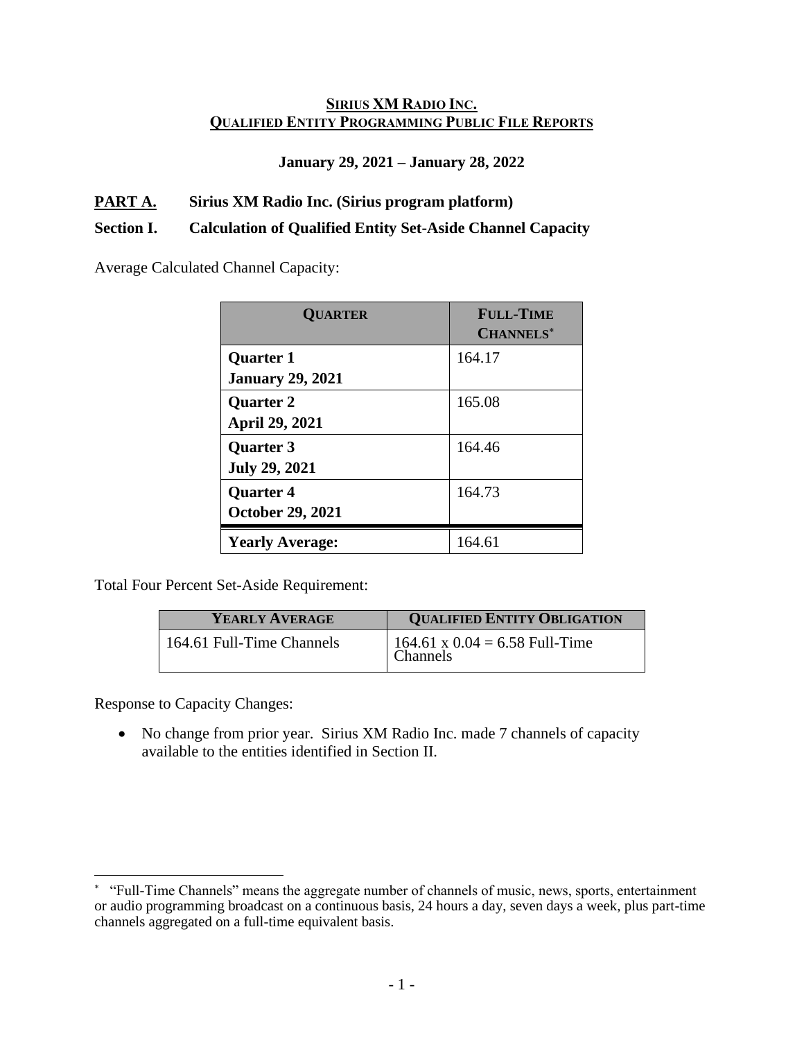**SIRIUS XM RADIO INC.**
**QUALIFIED ENTITY PROGRAMMING PUBLIC FILE REPORTS**

**January 29, 2021 – January 28, 2022**

## PART A. Sirius XM Radio Inc. (Sirius program platform)

### Section I. Calculation of Qualified Entity Set-Aside Channel Capacity

Average Calculated Channel Capacity:

| QUARTER | FULL-TIME CHANNELS* |
|---|---|
| **Quarter 1** **January 29, 2021** | 164.17 |
| **Quarter 2** **April 29, 2021** | 165.08 |
| **Quarter 3** **July 29, 2021** | 164.46 |
| **Quarter 4** **October 29, 2021** | 164.73 |
| **Yearly Average:** | 164.61 |

Total Four Percent Set-Aside Requirement:

| YEARLY AVERAGE | QUALIFIED ENTITY OBLIGATION |
|---|---|
| 164.61 Full-Time Channels | 164.61 x 0.04 = 6.58 Full-Time Channels |

Response to Capacity Changes:

- No change from prior year. Sirius XM Radio Inc. made 7 channels of capacity available to the entities identified in Section II.

* "Full-Time Channels" means the aggregate number of channels of music, news, sports, entertainment or audio programming broadcast on a continuous basis, 24 hours a day, seven days a week, plus part-time channels aggregated on a full-time equivalent basis.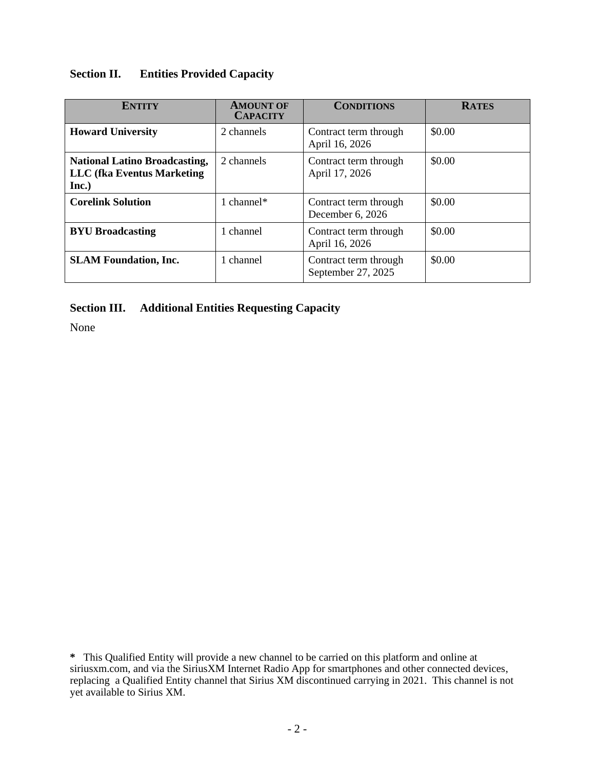## Section II. Entities Provided Capacity

| ENTITY | AMOUNT OF CAPACITY | CONDITIONS | RATES |
|---|---|---|---|
| **Howard University** | 2 channels | Contract term through April 16, 2026 | $0.00 |
| **National Latino Broadcasting, LLC (fka Eventus Marketing Inc.)** | 2 channels | Contract term through April 17, 2026 | $0.00 |
| **Corelink Solution** | 1 channel* | Contract term through December 6, 2026 | $0.00 |
| **BYU Broadcasting** | 1 channel | Contract term through April 16, 2026 | $0.00 |
| **SLAM Foundation, Inc.** | 1 channel | Contract term through September 27, 2025 | $0.00 |

## Section III. Additional Entities Requesting Capacity

None

**\*** This Qualified Entity will provide a new channel to be carried on this platform and online at siriusxm.com, and via the SiriusXM Internet Radio App for smartphones and other connected devices, replacing a Qualified Entity channel that Sirius XM discontinued carrying in 2021. This channel is not yet available to Sirius XM.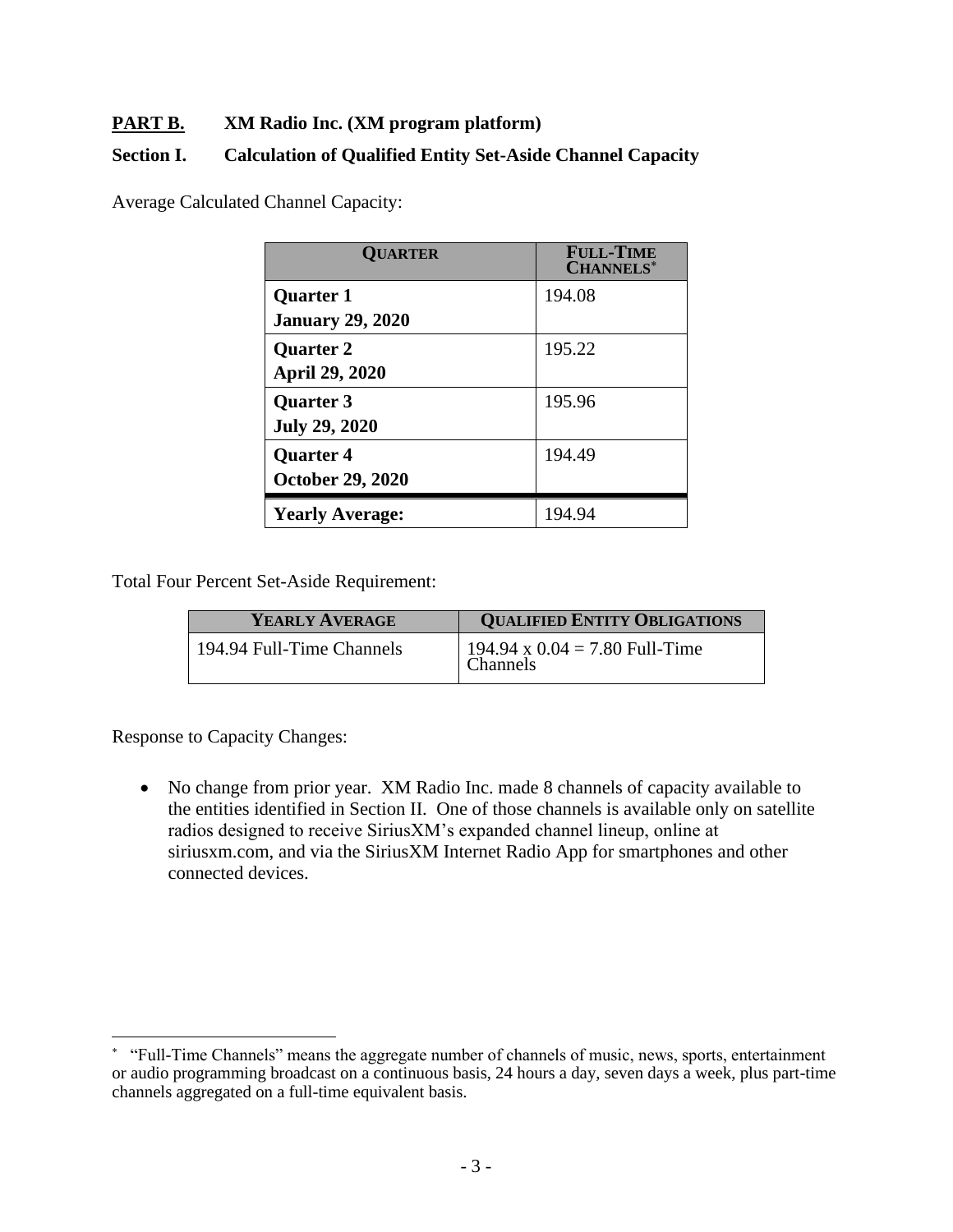**PART B.** **XM Radio Inc. (XM program platform)**

**Section I.** **Calculation of Qualified Entity Set-Aside Channel Capacity**

Average Calculated Channel Capacity:

| QUARTER | FULL-TIME CHANNELS* |
|---|---|
| **Quarter 1**<br>**January 29, 2020** | 194.08 |
| **Quarter 2**<br>**April 29, 2020** | 195.22 |
| **Quarter 3**<br>**July 29, 2020** | 195.96 |
| **Quarter 4**<br>**October 29, 2020** | 194.49 |
| **Yearly Average:** | 194.94 |

Total Four Percent Set-Aside Requirement:

| YEARLY AVERAGE | QUALIFIED ENTITY OBLIGATIONS |
|---|---|
| 194.94 Full-Time Channels | 194.94 x 0.04 = 7.80 Full-Time Channels |

Response to Capacity Changes:

- No change from prior year. XM Radio Inc. made 8 channels of capacity available to the entities identified in Section II. One of those channels is available only on satellite radios designed to receive SiriusXM's expanded channel lineup, online at siriusxm.com, and via the SiriusXM Internet Radio App for smartphones and other connected devices.

* "Full-Time Channels" means the aggregate number of channels of music, news, sports, entertainment or audio programming broadcast on a continuous basis, 24 hours a day, seven days a week, plus part-time channels aggregated on a full-time equivalent basis.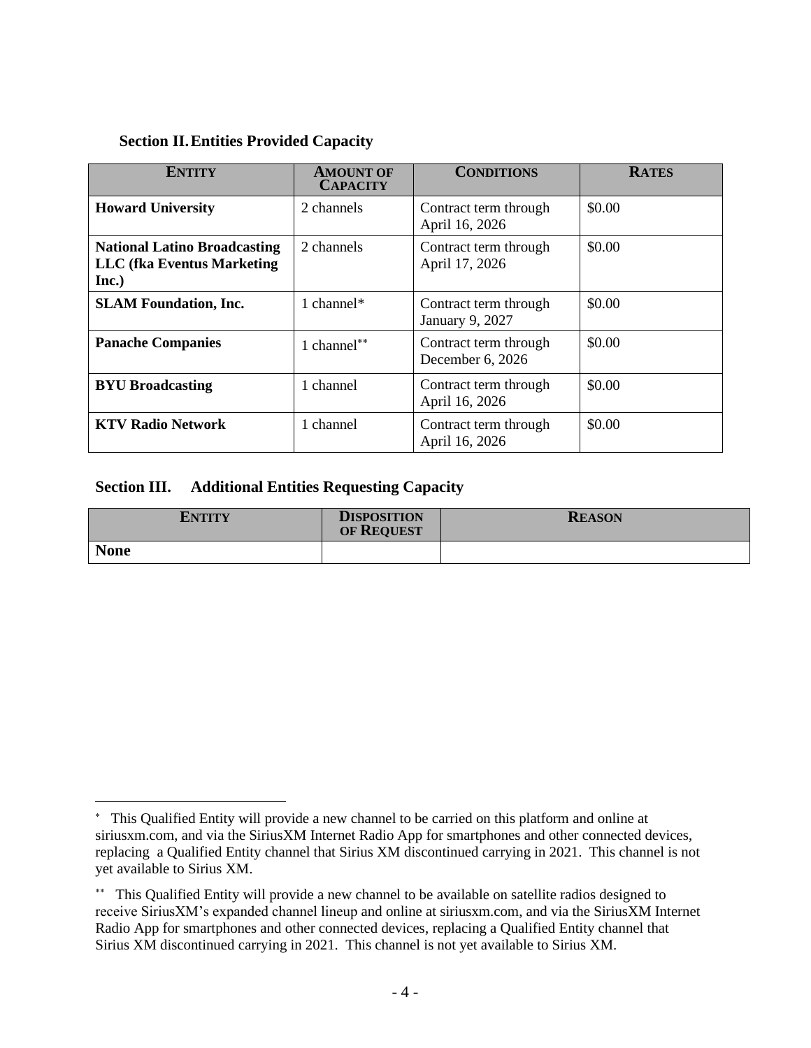## Section II. Entities Provided Capacity

| ENTITY | AMOUNT OF CAPACITY | CONDITIONS | RATES |
|---|---|---|---|
| **Howard University** | 2 channels | Contract term through April 16, 2026 | $0.00 |
| **National Latino Broadcasting LLC (fka Eventus Marketing Inc.)** | 2 channels | Contract term through April 17, 2026 | $0.00 |
| **SLAM Foundation, Inc.** | 1 channel* | Contract term through January 9, 2027 | $0.00 |
| **Panache Companies** | 1 channel** | Contract term through December 6, 2026 | $0.00 |
| **BYU Broadcasting** | 1 channel | Contract term through April 16, 2026 | $0.00 |
| **KTV Radio Network** | 1 channel | Contract term through April 16, 2026 | $0.00 |

## Section III. Additional Entities Requesting Capacity

| ENTITY | DISPOSITION OF REQUEST | REASON |
|---|---|---|
| **None** | | |

* This Qualified Entity will provide a new channel to be carried on this platform and online at siriusxm.com, and via the SiriusXM Internet Radio App for smartphones and other connected devices, replacing a Qualified Entity channel that Sirius XM discontinued carrying in 2021. This channel is not yet available to Sirius XM.

** This Qualified Entity will provide a new channel to be available on satellite radios designed to receive SiriusXM's expanded channel lineup and online at siriusxm.com, and via the SiriusXM Internet Radio App for smartphones and other connected devices, replacing a Qualified Entity channel that Sirius XM discontinued carrying in 2021. This channel is not yet available to Sirius XM.